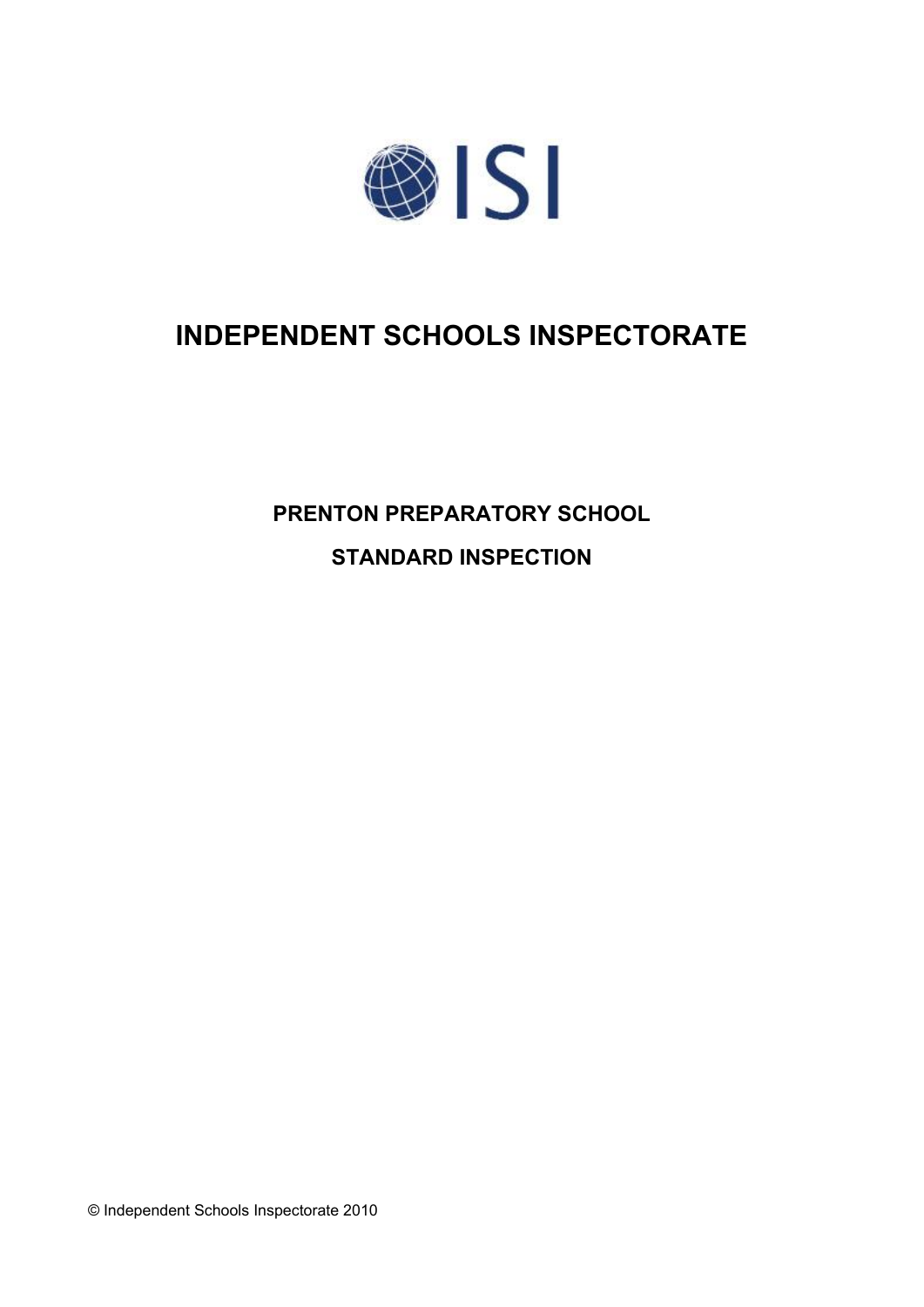ISI

# INDEPENDENT SCHOOLS INSPECTORATE

## PRENTON PREPARATORY SCHOOL

## STANDARD INSPECTION

© Independent Schools Inspectorate 2010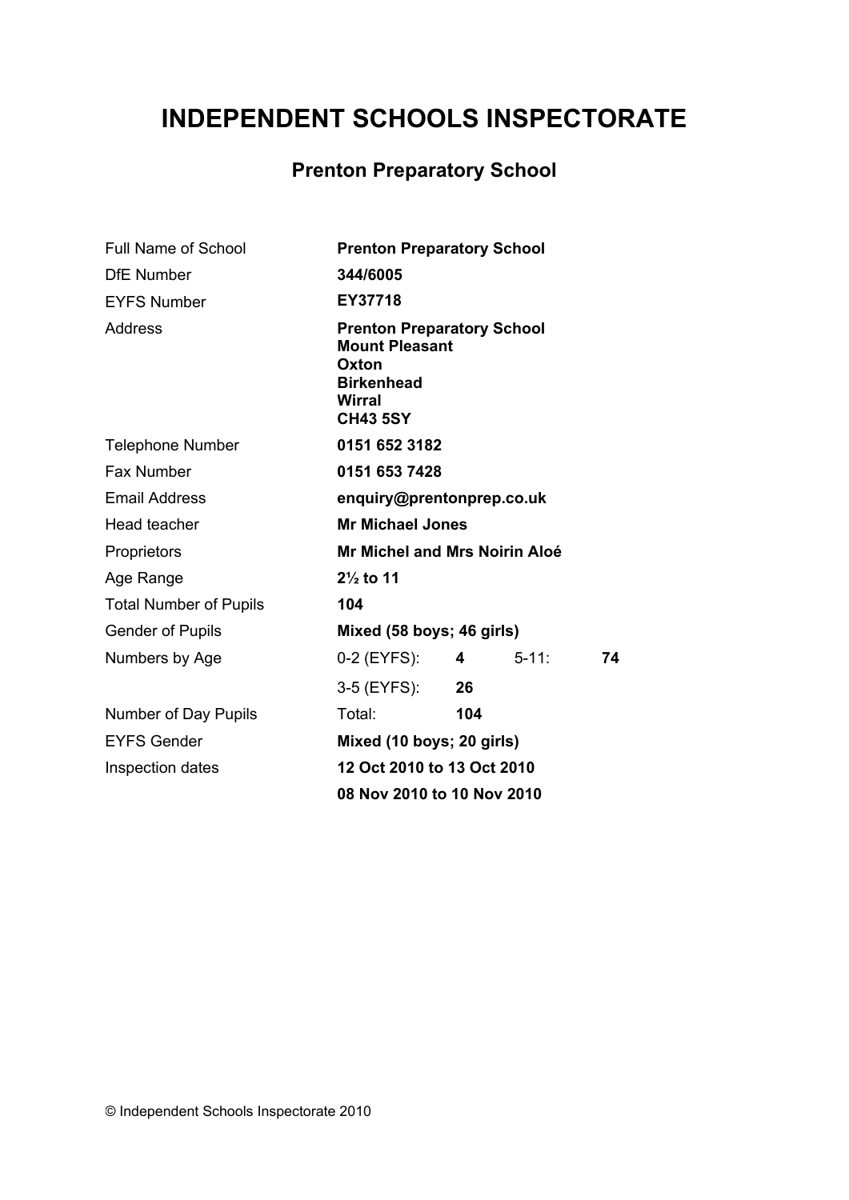# INDEPENDENT SCHOOLS INSPECTORATE

## Prenton Preparatory School

| | | | | |
|---|---|---|---|---|
| Full Name of School | **Prenton Preparatory School** | | | |
| DfE Number | **344/6005** | | | |
| EYFS Number | **EY37718** | | | |
| Address | **Prenton Preparatory School<br>Mount Pleasant<br>Oxton<br>Birkenhead<br>Wirral<br>CH43 5SY** | | | |
| Telephone Number | **0151 652 3182** | | | |
| Fax Number | **0151 653 7428** | | | |
| Email Address | **enquiry@prentonprep.co.uk** | | | |
| Head teacher | **Mr Michael Jones** | | | |
| Proprietors | **Mr Michel and Mrs Noirin Aloé** | | | |
| Age Range | **2½ to 11** | | | |
| Total Number of Pupils | **104** | | | |
| Gender of Pupils | **Mixed (58 boys; 46 girls)** | | | |
| Numbers by Age | 0-2 (EYFS): | **4** | 5-11: | **74** |
| | 3-5 (EYFS): | **26** | | |
| Number of Day Pupils | Total: | **104** | | |
| EYFS Gender | **Mixed (10 boys; 20 girls)** | | | |
| Inspection dates | **12 Oct 2010 to 13 Oct 2010** | | | |
| | **08 Nov 2010 to 10 Nov 2010** | | | |

© Independent Schools Inspectorate 2010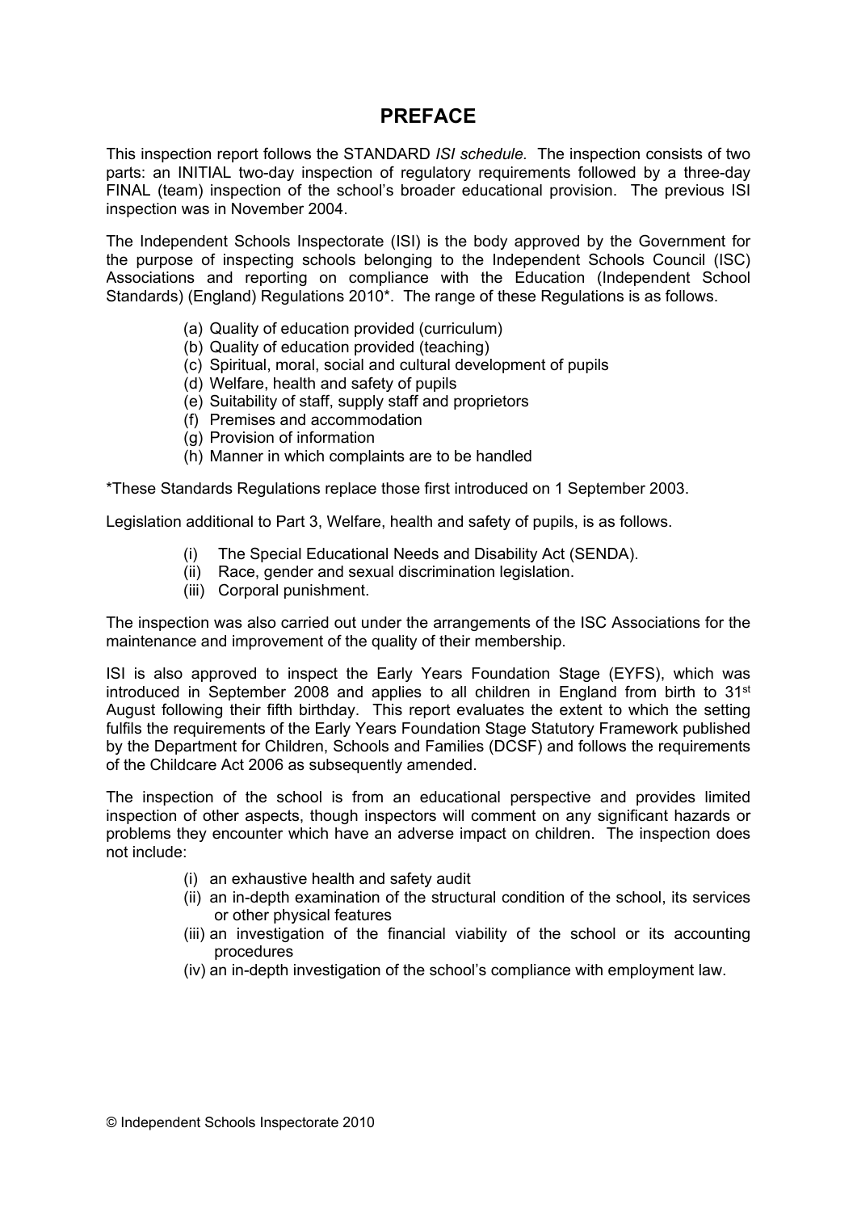# PREFACE

This inspection report follows the STANDARD *ISI schedule.* The inspection consists of two parts: an INITIAL two-day inspection of regulatory requirements followed by a three-day FINAL (team) inspection of the school's broader educational provision. The previous ISI inspection was in November 2004.

The Independent Schools Inspectorate (ISI) is the body approved by the Government for the purpose of inspecting schools belonging to the Independent Schools Council (ISC) Associations and reporting on compliance with the Education (Independent School Standards) (England) Regulations 2010*. The range of these Regulations is as follows.

(a) Quality of education provided (curriculum)
(b) Quality of education provided (teaching)
(c) Spiritual, moral, social and cultural development of pupils
(d) Welfare, health and safety of pupils
(e) Suitability of staff, supply staff and proprietors
(f) Premises and accommodation
(g) Provision of information
(h) Manner in which complaints are to be handled

*These Standards Regulations replace those first introduced on 1 September 2003.

Legislation additional to Part 3, Welfare, health and safety of pupils, is as follows.

(i) The Special Educational Needs and Disability Act (SENDA).
(ii) Race, gender and sexual discrimination legislation.
(iii) Corporal punishment.

The inspection was also carried out under the arrangements of the ISC Associations for the maintenance and improvement of the quality of their membership.

ISI is also approved to inspect the Early Years Foundation Stage (EYFS), which was introduced in September 2008 and applies to all children in England from birth to 31st August following their fifth birthday. This report evaluates the extent to which the setting fulfils the requirements of the Early Years Foundation Stage Statutory Framework published by the Department for Children, Schools and Families (DCSF) and follows the requirements of the Childcare Act 2006 as subsequently amended.

The inspection of the school is from an educational perspective and provides limited inspection of other aspects, though inspectors will comment on any significant hazards or problems they encounter which have an adverse impact on children. The inspection does not include:

(i) an exhaustive health and safety audit
(ii) an in-depth examination of the structural condition of the school, its services or other physical features
(iii) an investigation of the financial viability of the school or its accounting procedures
(iv) an in-depth investigation of the school's compliance with employment law.

© Independent Schools Inspectorate 2010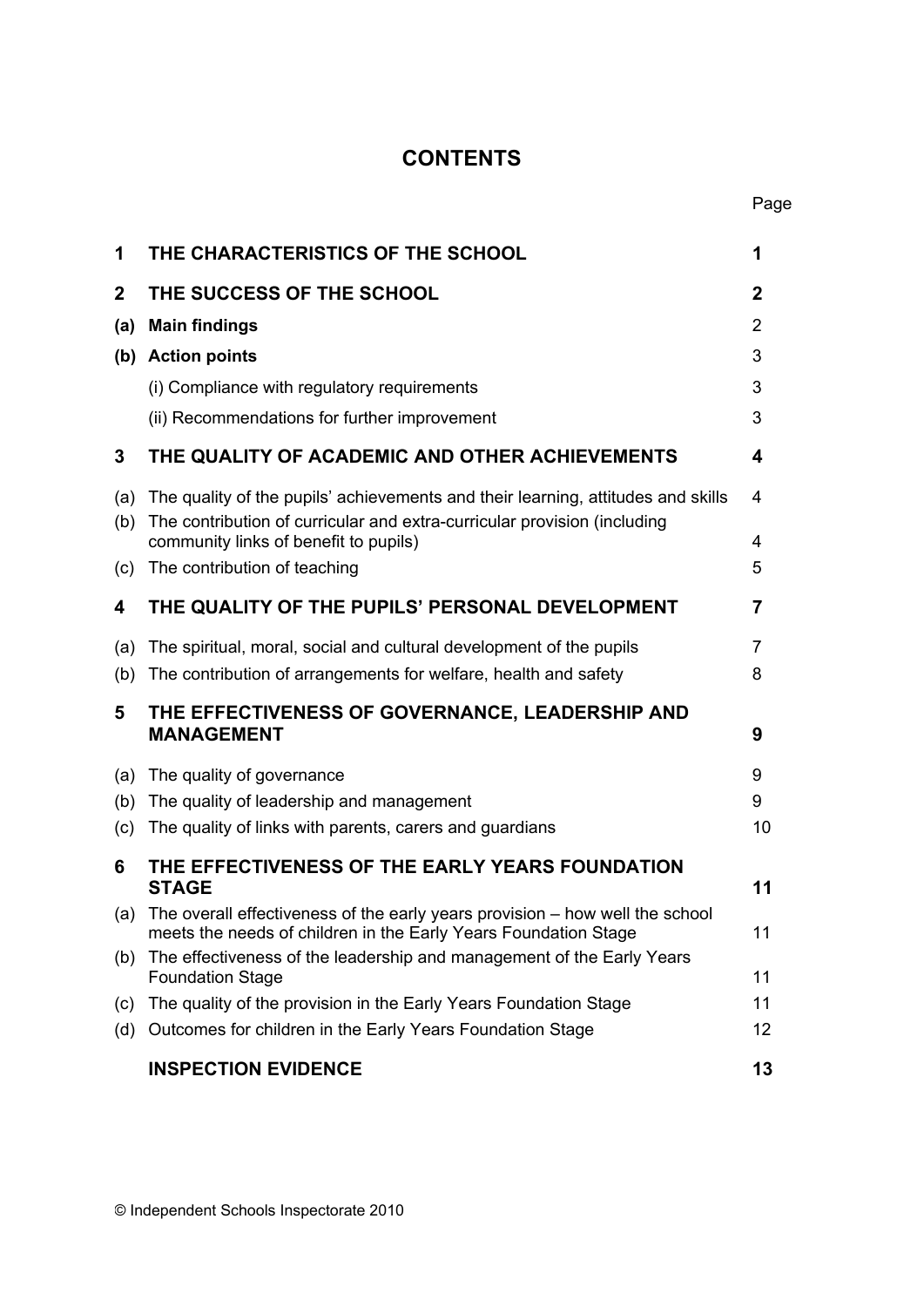# CONTENTS

| | | Page |
|---|---|---|
| **1** | **THE CHARACTERISTICS OF THE SCHOOL** | **1** |
| **2** | **THE SUCCESS OF THE SCHOOL** | **2** |
| **(a)** | **Main findings** | 2 |
| **(b)** | **Action points** | 3 |
| | (i) Compliance with regulatory requirements | 3 |
| | (ii) Recommendations for further improvement | 3 |
| **3** | **THE QUALITY OF ACADEMIC AND OTHER ACHIEVEMENTS** | **4** |
| (a) | The quality of the pupils' achievements and their learning, attitudes and skills | 4 |
| (b) | The contribution of curricular and extra-curricular provision (including community links of benefit to pupils) | 4 |
| (c) | The contribution of teaching | 5 |
| **4** | **THE QUALITY OF THE PUPILS' PERSONAL DEVELOPMENT** | **7** |
| (a) | The spiritual, moral, social and cultural development of the pupils | 7 |
| (b) | The contribution of arrangements for welfare, health and safety | 8 |
| **5** | **THE EFFECTIVENESS OF GOVERNANCE, LEADERSHIP AND MANAGEMENT** | **9** |
| (a) | The quality of governance | 9 |
| (b) | The quality of leadership and management | 9 |
| (c) | The quality of links with parents, carers and guardians | 10 |
| **6** | **THE EFFECTIVENESS OF THE EARLY YEARS FOUNDATION STAGE** | **11** |
| (a) | The overall effectiveness of the early years provision – how well the school meets the needs of children in the Early Years Foundation Stage | 11 |
| (b) | The effectiveness of the leadership and management of the Early Years Foundation Stage | 11 |
| (c) | The quality of the provision in the Early Years Foundation Stage | 11 |
| (d) | Outcomes for children in the Early Years Foundation Stage | 12 |
| | **INSPECTION EVIDENCE** | **13** |

© Independent Schools Inspectorate 2010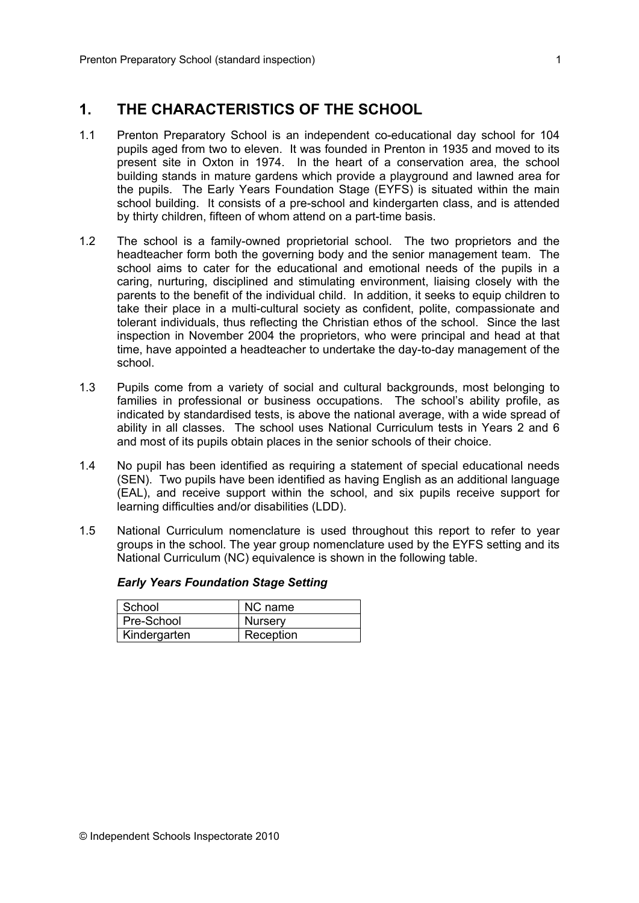## 1. THE CHARACTERISTICS OF THE SCHOOL

1.1 Prenton Preparatory School is an independent co-educational day school for 104 pupils aged from two to eleven. It was founded in Prenton in 1935 and moved to its present site in Oxton in 1974. In the heart of a conservation area, the school building stands in mature gardens which provide a playground and lawned area for the pupils. The Early Years Foundation Stage (EYFS) is situated within the main school building. It consists of a pre-school and kindergarten class, and is attended by thirty children, fifteen of whom attend on a part-time basis.

1.2 The school is a family-owned proprietorial school. The two proprietors and the headteacher form both the governing body and the senior management team. The school aims to cater for the educational and emotional needs of the pupils in a caring, nurturing, disciplined and stimulating environment, liaising closely with the parents to the benefit of the individual child. In addition, it seeks to equip children to take their place in a multi-cultural society as confident, polite, compassionate and tolerant individuals, thus reflecting the Christian ethos of the school. Since the last inspection in November 2004 the proprietors, who were principal and head at that time, have appointed a headteacher to undertake the day-to-day management of the school.

1.3 Pupils come from a variety of social and cultural backgrounds, most belonging to families in professional or business occupations. The school's ability profile, as indicated by standardised tests, is above the national average, with a wide spread of ability in all classes. The school uses National Curriculum tests in Years 2 and 6 and most of its pupils obtain places in the senior schools of their choice.

1.4 No pupil has been identified as requiring a statement of special educational needs (SEN). Two pupils have been identified as having English as an additional language (EAL), and receive support within the school, and six pupils receive support for learning difficulties and/or disabilities (LDD).

1.5 National Curriculum nomenclature is used throughout this report to refer to year groups in the school. The year group nomenclature used by the EYFS setting and its National Curriculum (NC) equivalence is shown in the following table.

***Early Years Foundation Stage Setting***

| School | NC name |
|---|---|
| Pre-School | Nursery |
| Kindergarten | Reception |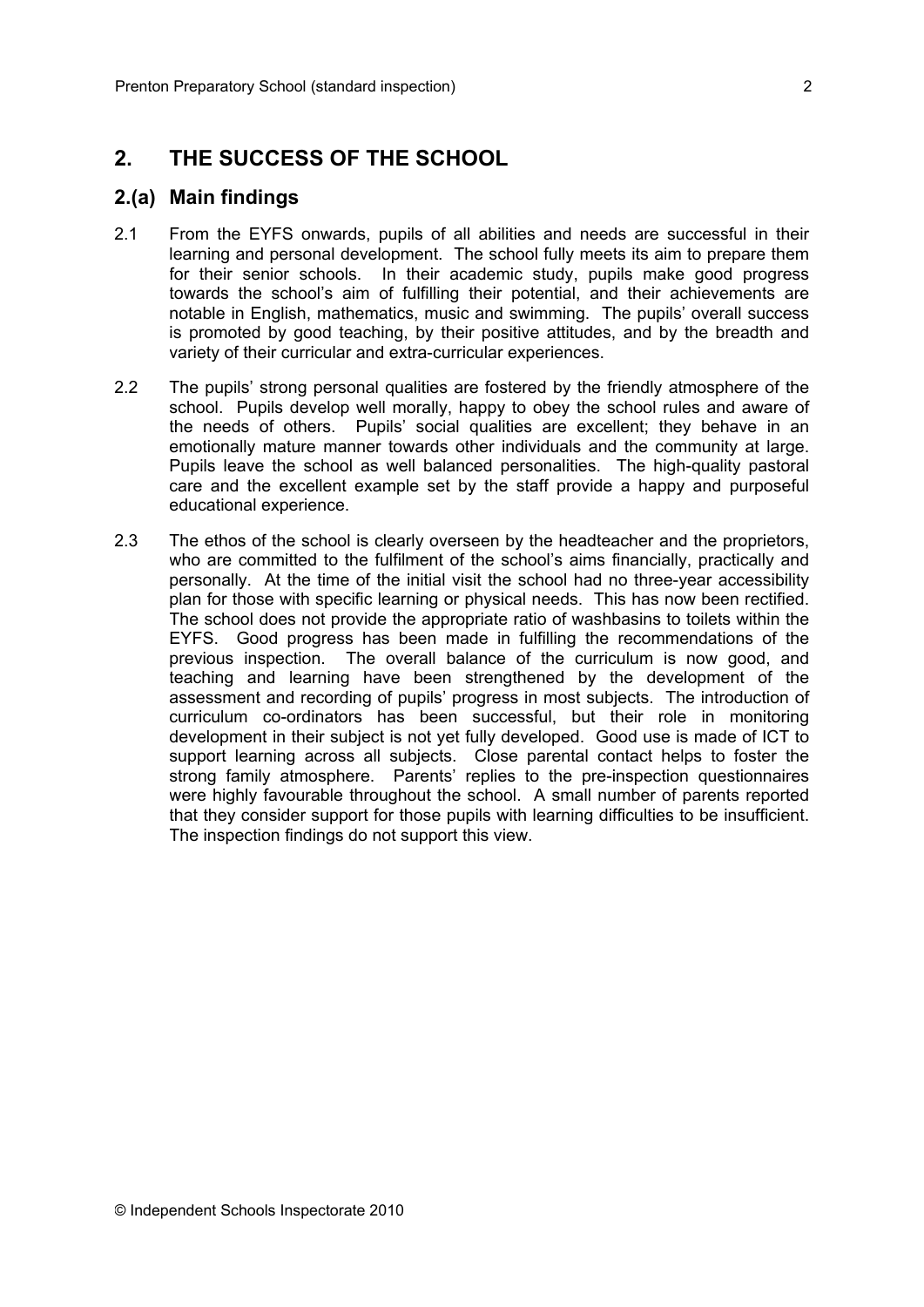## 2. THE SUCCESS OF THE SCHOOL

### 2.(a) Main findings

2.1 From the EYFS onwards, pupils of all abilities and needs are successful in their learning and personal development. The school fully meets its aim to prepare them for their senior schools. In their academic study, pupils make good progress towards the school's aim of fulfilling their potential, and their achievements are notable in English, mathematics, music and swimming. The pupils' overall success is promoted by good teaching, by their positive attitudes, and by the breadth and variety of their curricular and extra-curricular experiences.

2.2 The pupils' strong personal qualities are fostered by the friendly atmosphere of the school. Pupils develop well morally, happy to obey the school rules and aware of the needs of others. Pupils' social qualities are excellent; they behave in an emotionally mature manner towards other individuals and the community at large. Pupils leave the school as well balanced personalities. The high-quality pastoral care and the excellent example set by the staff provide a happy and purposeful educational experience.

2.3 The ethos of the school is clearly overseen by the headteacher and the proprietors, who are committed to the fulfilment of the school's aims financially, practically and personally. At the time of the initial visit the school had no three-year accessibility plan for those with specific learning or physical needs. This has now been rectified. The school does not provide the appropriate ratio of washbasins to toilets within the EYFS. Good progress has been made in fulfilling the recommendations of the previous inspection. The overall balance of the curriculum is now good, and teaching and learning have been strengthened by the development of the assessment and recording of pupils' progress in most subjects. The introduction of curriculum co-ordinators has been successful, but their role in monitoring development in their subject is not yet fully developed. Good use is made of ICT to support learning across all subjects. Close parental contact helps to foster the strong family atmosphere. Parents' replies to the pre-inspection questionnaires were highly favourable throughout the school. A small number of parents reported that they consider support for those pupils with learning difficulties to be insufficient. The inspection findings do not support this view.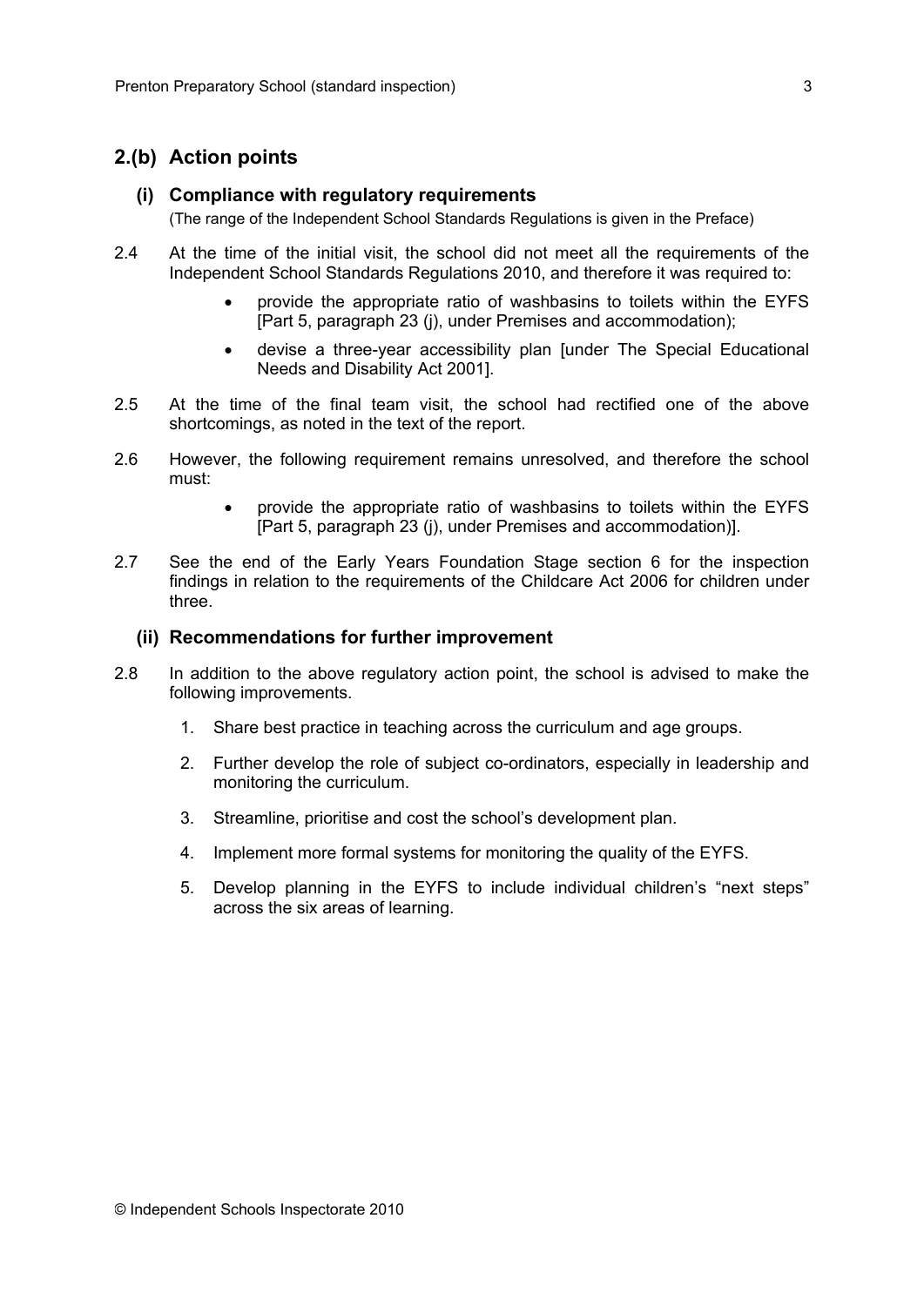## 2.(b) Action points

### (i) Compliance with regulatory requirements

(The range of the Independent School Standards Regulations is given in the Preface)

2.4 At the time of the initial visit, the school did not meet all the requirements of the Independent School Standards Regulations 2010, and therefore it was required to:

- provide the appropriate ratio of washbasins to toilets within the EYFS [Part 5, paragraph 23 (j), under Premises and accommodation);
- devise a three-year accessibility plan [under The Special Educational Needs and Disability Act 2001].

2.5 At the time of the final team visit, the school had rectified one of the above shortcomings, as noted in the text of the report.

2.6 However, the following requirement remains unresolved, and therefore the school must:

- provide the appropriate ratio of washbasins to toilets within the EYFS [Part 5, paragraph 23 (j), under Premises and accommodation)].

2.7 See the end of the Early Years Foundation Stage section 6 for the inspection findings in relation to the requirements of the Childcare Act 2006 for children under three.

### (ii) Recommendations for further improvement

2.8 In addition to the above regulatory action point, the school is advised to make the following improvements.

1. Share best practice in teaching across the curriculum and age groups.
2. Further develop the role of subject co-ordinators, especially in leadership and monitoring the curriculum.
3. Streamline, prioritise and cost the school's development plan.
4. Implement more formal systems for monitoring the quality of the EYFS.
5. Develop planning in the EYFS to include individual children's "next steps" across the six areas of learning.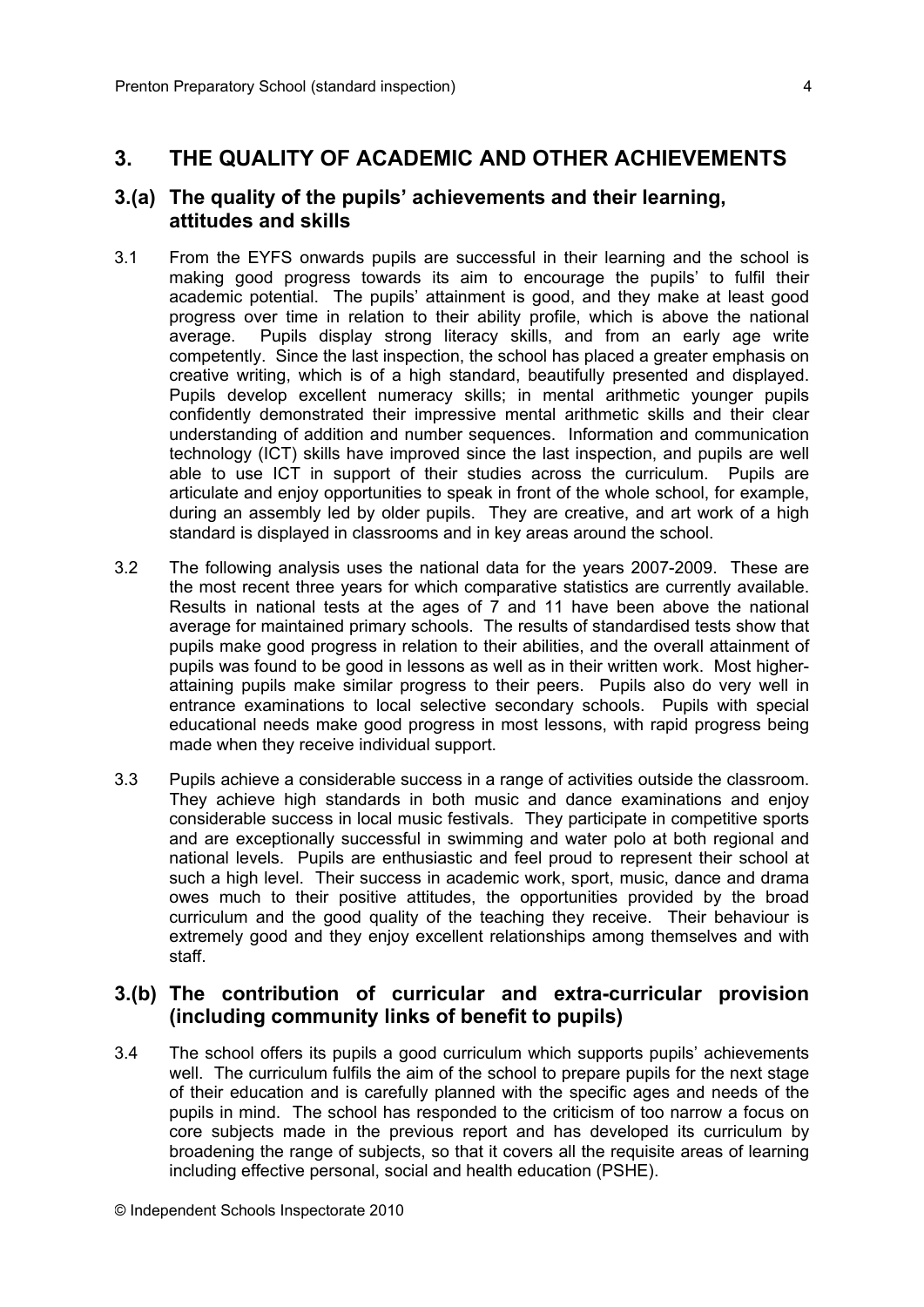## 3. THE QUALITY OF ACADEMIC AND OTHER ACHIEVEMENTS

### 3.(a) The quality of the pupils' achievements and their learning, attitudes and skills

3.1 From the EYFS onwards pupils are successful in their learning and the school is making good progress towards its aim to encourage the pupils' to fulfil their academic potential. The pupils' attainment is good, and they make at least good progress over time in relation to their ability profile, which is above the national average. Pupils display strong literacy skills, and from an early age write competently. Since the last inspection, the school has placed a greater emphasis on creative writing, which is of a high standard, beautifully presented and displayed. Pupils develop excellent numeracy skills; in mental arithmetic younger pupils confidently demonstrated their impressive mental arithmetic skills and their clear understanding of addition and number sequences. Information and communication technology (ICT) skills have improved since the last inspection, and pupils are well able to use ICT in support of their studies across the curriculum. Pupils are articulate and enjoy opportunities to speak in front of the whole school, for example, during an assembly led by older pupils. They are creative, and art work of a high standard is displayed in classrooms and in key areas around the school.

3.2 The following analysis uses the national data for the years 2007-2009. These are the most recent three years for which comparative statistics are currently available. Results in national tests at the ages of 7 and 11 have been above the national average for maintained primary schools. The results of standardised tests show that pupils make good progress in relation to their abilities, and the overall attainment of pupils was found to be good in lessons as well as in their written work. Most higher-attaining pupils make similar progress to their peers. Pupils also do very well in entrance examinations to local selective secondary schools. Pupils with special educational needs make good progress in most lessons, with rapid progress being made when they receive individual support.

3.3 Pupils achieve a considerable success in a range of activities outside the classroom. They achieve high standards in both music and dance examinations and enjoy considerable success in local music festivals. They participate in competitive sports and are exceptionally successful in swimming and water polo at both regional and national levels. Pupils are enthusiastic and feel proud to represent their school at such a high level. Their success in academic work, sport, music, dance and drama owes much to their positive attitudes, the opportunities provided by the broad curriculum and the good quality of the teaching they receive. Their behaviour is extremely good and they enjoy excellent relationships among themselves and with staff.

### 3.(b) The contribution of curricular and extra-curricular provision (including community links of benefit to pupils)

3.4 The school offers its pupils a good curriculum which supports pupils' achievements well. The curriculum fulfils the aim of the school to prepare pupils for the next stage of their education and is carefully planned with the specific ages and needs of the pupils in mind. The school has responded to the criticism of too narrow a focus on core subjects made in the previous report and has developed its curriculum by broadening the range of subjects, so that it covers all the requisite areas of learning including effective personal, social and health education (PSHE).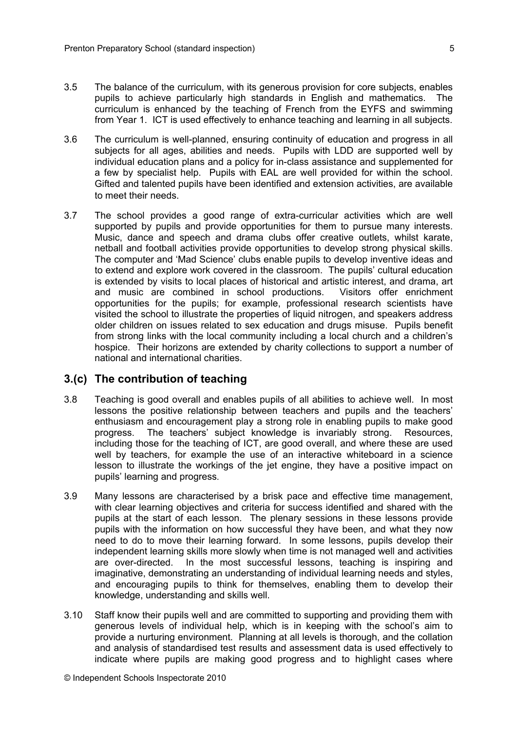3.5 The balance of the curriculum, with its generous provision for core subjects, enables pupils to achieve particularly high standards in English and mathematics. The curriculum is enhanced by the teaching of French from the EYFS and swimming from Year 1. ICT is used effectively to enhance teaching and learning in all subjects.

3.6 The curriculum is well-planned, ensuring continuity of education and progress in all subjects for all ages, abilities and needs. Pupils with LDD are supported well by individual education plans and a policy for in-class assistance and supplemented for a few by specialist help. Pupils with EAL are well provided for within the school. Gifted and talented pupils have been identified and extension activities, are available to meet their needs.

3.7 The school provides a good range of extra-curricular activities which are well supported by pupils and provide opportunities for them to pursue many interests. Music, dance and speech and drama clubs offer creative outlets, whilst karate, netball and football activities provide opportunities to develop strong physical skills. The computer and 'Mad Science' clubs enable pupils to develop inventive ideas and to extend and explore work covered in the classroom. The pupils' cultural education is extended by visits to local places of historical and artistic interest, and drama, art and music are combined in school productions. Visitors offer enrichment opportunities for the pupils; for example, professional research scientists have visited the school to illustrate the properties of liquid nitrogen, and speakers address older children on issues related to sex education and drugs misuse. Pupils benefit from strong links with the local community including a local church and a children's hospice. Their horizons are extended by charity collections to support a number of national and international charities.

## 3.(c) The contribution of teaching

3.8 Teaching is good overall and enables pupils of all abilities to achieve well. In most lessons the positive relationship between teachers and pupils and the teachers' enthusiasm and encouragement play a strong role in enabling pupils to make good progress. The teachers' subject knowledge is invariably strong. Resources, including those for the teaching of ICT, are good overall, and where these are used well by teachers, for example the use of an interactive whiteboard in a science lesson to illustrate the workings of the jet engine, they have a positive impact on pupils' learning and progress.

3.9 Many lessons are characterised by a brisk pace and effective time management, with clear learning objectives and criteria for success identified and shared with the pupils at the start of each lesson. The plenary sessions in these lessons provide pupils with the information on how successful they have been, and what they now need to do to move their learning forward. In some lessons, pupils develop their independent learning skills more slowly when time is not managed well and activities are over-directed. In the most successful lessons, teaching is inspiring and imaginative, demonstrating an understanding of individual learning needs and styles, and encouraging pupils to think for themselves, enabling them to develop their knowledge, understanding and skills well.

3.10 Staff know their pupils well and are committed to supporting and providing them with generous levels of individual help, which is in keeping with the school's aim to provide a nurturing environment. Planning at all levels is thorough, and the collation and analysis of standardised test results and assessment data is used effectively to indicate where pupils are making good progress and to highlight cases where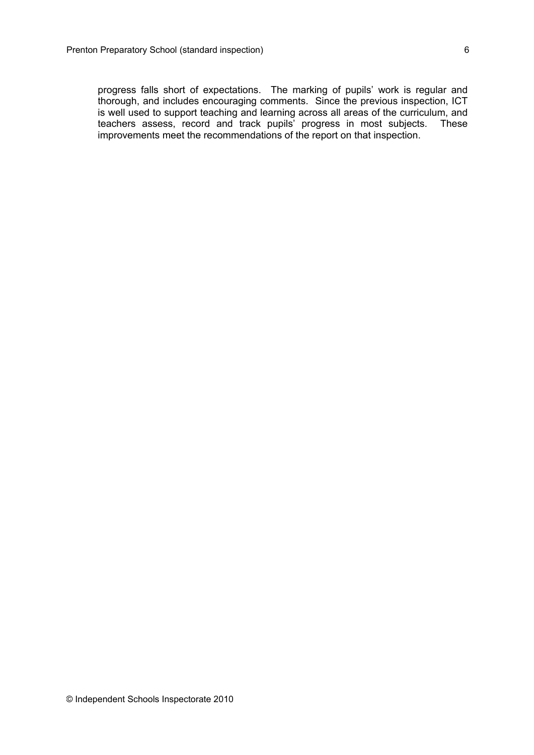progress falls short of expectations. The marking of pupils' work is regular and thorough, and includes encouraging comments. Since the previous inspection, ICT is well used to support teaching and learning across all areas of the curriculum, and teachers assess, record and track pupils' progress in most subjects. These improvements meet the recommendations of the report on that inspection.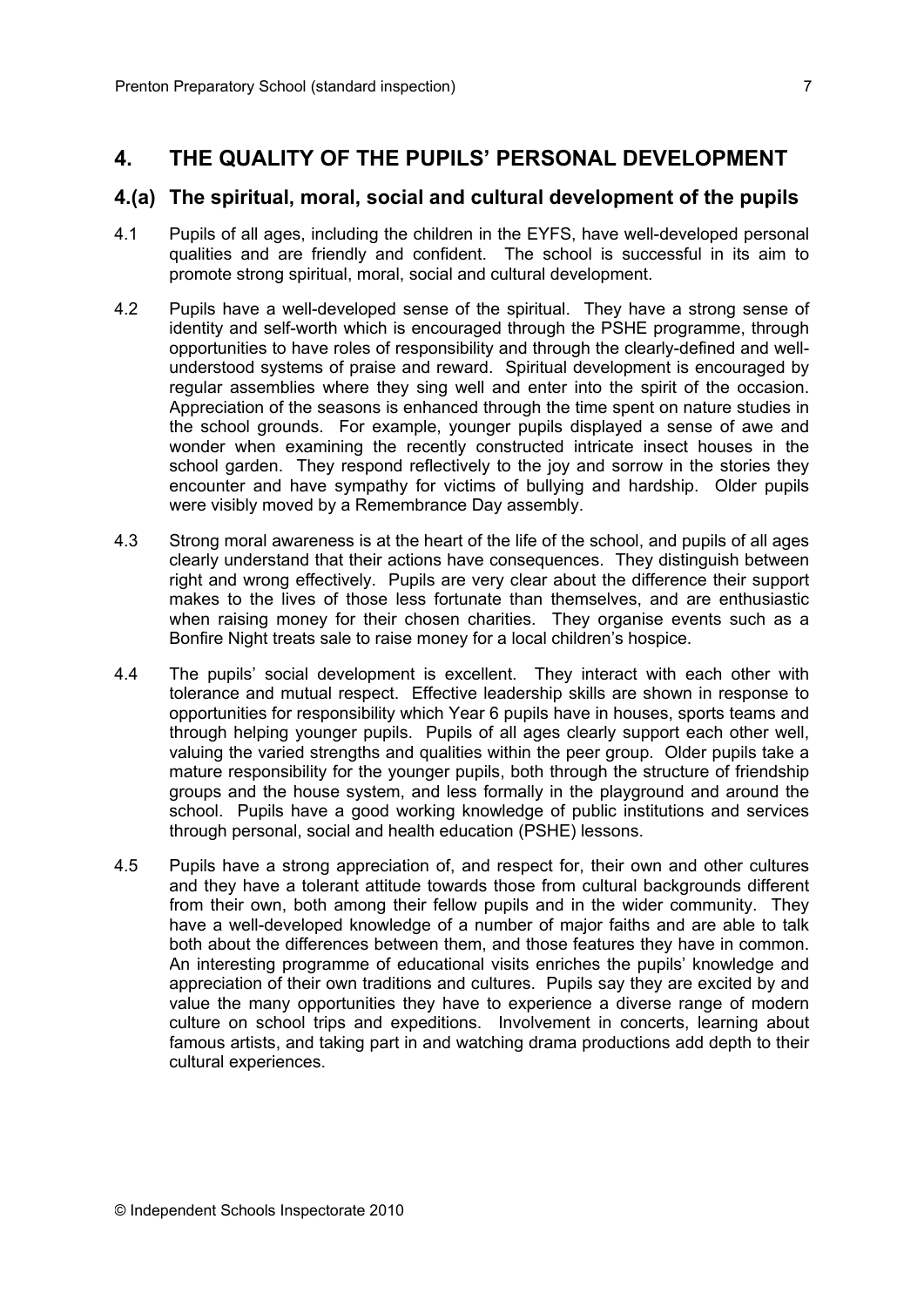## 4. THE QUALITY OF THE PUPILS' PERSONAL DEVELOPMENT

### 4.(a) The spiritual, moral, social and cultural development of the pupils

4.1 Pupils of all ages, including the children in the EYFS, have well-developed personal qualities and are friendly and confident. The school is successful in its aim to promote strong spiritual, moral, social and cultural development.

4.2 Pupils have a well-developed sense of the spiritual. They have a strong sense of identity and self-worth which is encouraged through the PSHE programme, through opportunities to have roles of responsibility and through the clearly-defined and well-understood systems of praise and reward. Spiritual development is encouraged by regular assemblies where they sing well and enter into the spirit of the occasion. Appreciation of the seasons is enhanced through the time spent on nature studies in the school grounds. For example, younger pupils displayed a sense of awe and wonder when examining the recently constructed intricate insect houses in the school garden. They respond reflectively to the joy and sorrow in the stories they encounter and have sympathy for victims of bullying and hardship. Older pupils were visibly moved by a Remembrance Day assembly.

4.3 Strong moral awareness is at the heart of the life of the school, and pupils of all ages clearly understand that their actions have consequences. They distinguish between right and wrong effectively. Pupils are very clear about the difference their support makes to the lives of those less fortunate than themselves, and are enthusiastic when raising money for their chosen charities. They organise events such as a Bonfire Night treats sale to raise money for a local children's hospice.

4.4 The pupils' social development is excellent. They interact with each other with tolerance and mutual respect. Effective leadership skills are shown in response to opportunities for responsibility which Year 6 pupils have in houses, sports teams and through helping younger pupils. Pupils of all ages clearly support each other well, valuing the varied strengths and qualities within the peer group. Older pupils take a mature responsibility for the younger pupils, both through the structure of friendship groups and the house system, and less formally in the playground and around the school. Pupils have a good working knowledge of public institutions and services through personal, social and health education (PSHE) lessons.

4.5 Pupils have a strong appreciation of, and respect for, their own and other cultures and they have a tolerant attitude towards those from cultural backgrounds different from their own, both among their fellow pupils and in the wider community. They have a well-developed knowledge of a number of major faiths and are able to talk both about the differences between them, and those features they have in common. An interesting programme of educational visits enriches the pupils' knowledge and appreciation of their own traditions and cultures. Pupils say they are excited by and value the many opportunities they have to experience a diverse range of modern culture on school trips and expeditions. Involvement in concerts, learning about famous artists, and taking part in and watching drama productions add depth to their cultural experiences.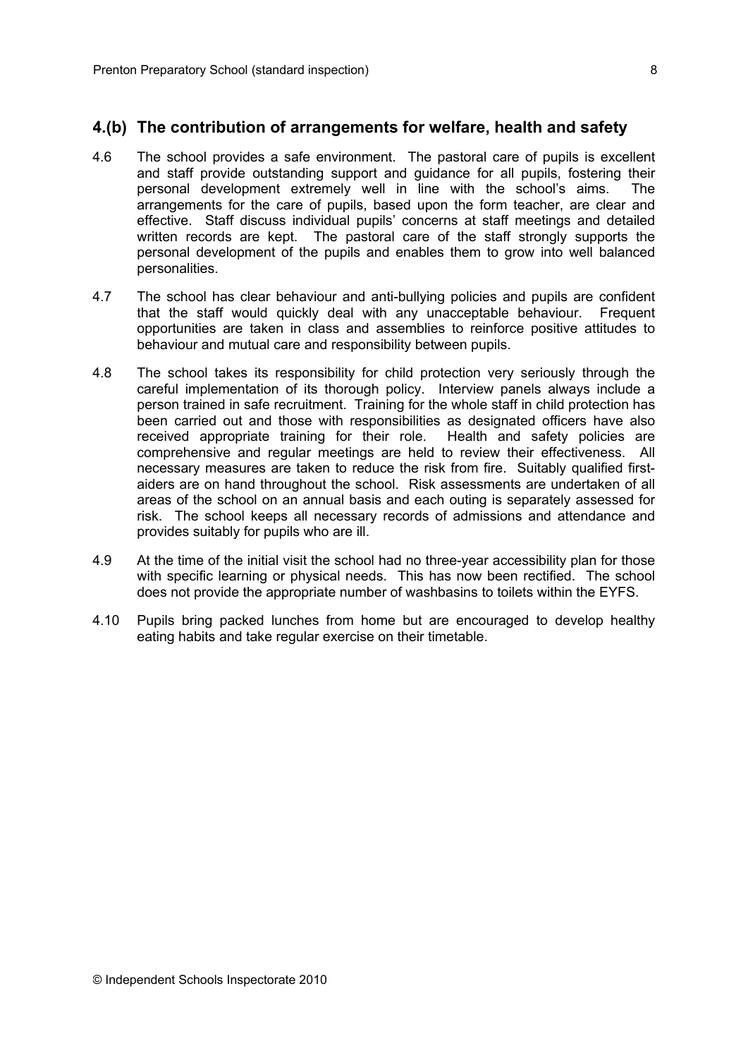## 4.(b) The contribution of arrangements for welfare, health and safety

4.6 The school provides a safe environment. The pastoral care of pupils is excellent and staff provide outstanding support and guidance for all pupils, fostering their personal development extremely well in line with the school's aims. The arrangements for the care of pupils, based upon the form teacher, are clear and effective. Staff discuss individual pupils' concerns at staff meetings and detailed written records are kept. The pastoral care of the staff strongly supports the personal development of the pupils and enables them to grow into well balanced personalities.

4.7 The school has clear behaviour and anti-bullying policies and pupils are confident that the staff would quickly deal with any unacceptable behaviour. Frequent opportunities are taken in class and assemblies to reinforce positive attitudes to behaviour and mutual care and responsibility between pupils.

4.8 The school takes its responsibility for child protection very seriously through the careful implementation of its thorough policy. Interview panels always include a person trained in safe recruitment. Training for the whole staff in child protection has been carried out and those with responsibilities as designated officers have also received appropriate training for their role. Health and safety policies are comprehensive and regular meetings are held to review their effectiveness. All necessary measures are taken to reduce the risk from fire. Suitably qualified first-aiders are on hand throughout the school. Risk assessments are undertaken of all areas of the school on an annual basis and each outing is separately assessed for risk. The school keeps all necessary records of admissions and attendance and provides suitably for pupils who are ill.

4.9 At the time of the initial visit the school had no three-year accessibility plan for those with specific learning or physical needs. This has now been rectified. The school does not provide the appropriate number of washbasins to toilets within the EYFS.

4.10 Pupils bring packed lunches from home but are encouraged to develop healthy eating habits and take regular exercise on their timetable.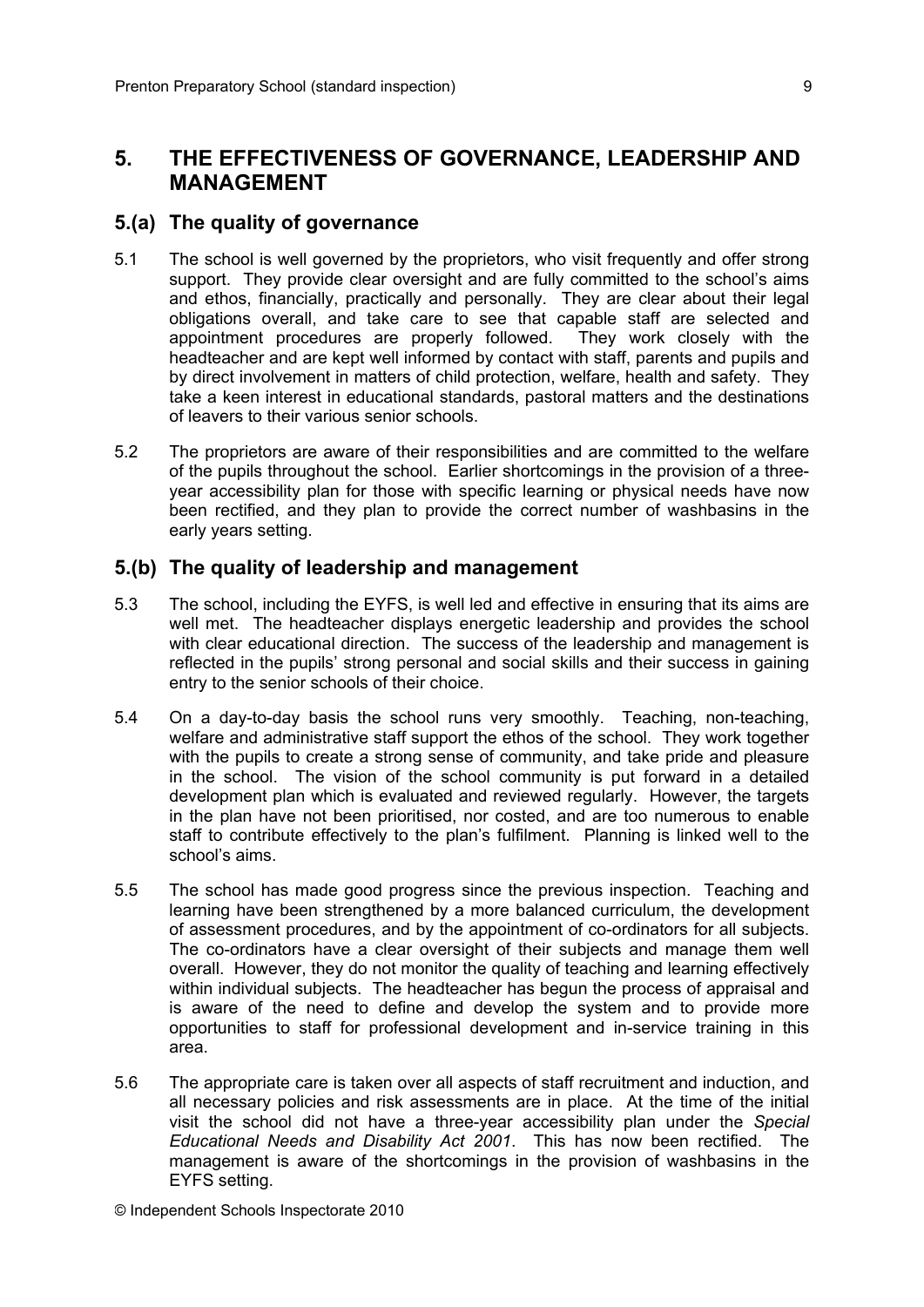## 5. THE EFFECTIVENESS OF GOVERNANCE, LEADERSHIP AND MANAGEMENT

### 5.(a) The quality of governance

5.1 The school is well governed by the proprietors, who visit frequently and offer strong support. They provide clear oversight and are fully committed to the school's aims and ethos, financially, practically and personally. They are clear about their legal obligations overall, and take care to see that capable staff are selected and appointment procedures are properly followed. They work closely with the headteacher and are kept well informed by contact with staff, parents and pupils and by direct involvement in matters of child protection, welfare, health and safety. They take a keen interest in educational standards, pastoral matters and the destinations of leavers to their various senior schools.

5.2 The proprietors are aware of their responsibilities and are committed to the welfare of the pupils throughout the school. Earlier shortcomings in the provision of a three-year accessibility plan for those with specific learning or physical needs have now been rectified, and they plan to provide the correct number of washbasins in the early years setting.

### 5.(b) The quality of leadership and management

5.3 The school, including the EYFS, is well led and effective in ensuring that its aims are well met. The headteacher displays energetic leadership and provides the school with clear educational direction. The success of the leadership and management is reflected in the pupils' strong personal and social skills and their success in gaining entry to the senior schools of their choice.

5.4 On a day-to-day basis the school runs very smoothly. Teaching, non-teaching, welfare and administrative staff support the ethos of the school. They work together with the pupils to create a strong sense of community, and take pride and pleasure in the school. The vision of the school community is put forward in a detailed development plan which is evaluated and reviewed regularly. However, the targets in the plan have not been prioritised, nor costed, and are too numerous to enable staff to contribute effectively to the plan's fulfilment. Planning is linked well to the school's aims.

5.5 The school has made good progress since the previous inspection. Teaching and learning have been strengthened by a more balanced curriculum, the development of assessment procedures, and by the appointment of co-ordinators for all subjects. The co-ordinators have a clear oversight of their subjects and manage them well overall. However, they do not monitor the quality of teaching and learning effectively within individual subjects. The headteacher has begun the process of appraisal and is aware of the need to define and develop the system and to provide more opportunities to staff for professional development and in-service training in this area.

5.6 The appropriate care is taken over all aspects of staff recruitment and induction, and all necessary policies and risk assessments are in place. At the time of the initial visit the school did not have a three-year accessibility plan under the *Special Educational Needs and Disability Act 2001*. This has now been rectified. The management is aware of the shortcomings in the provision of washbasins in the EYFS setting.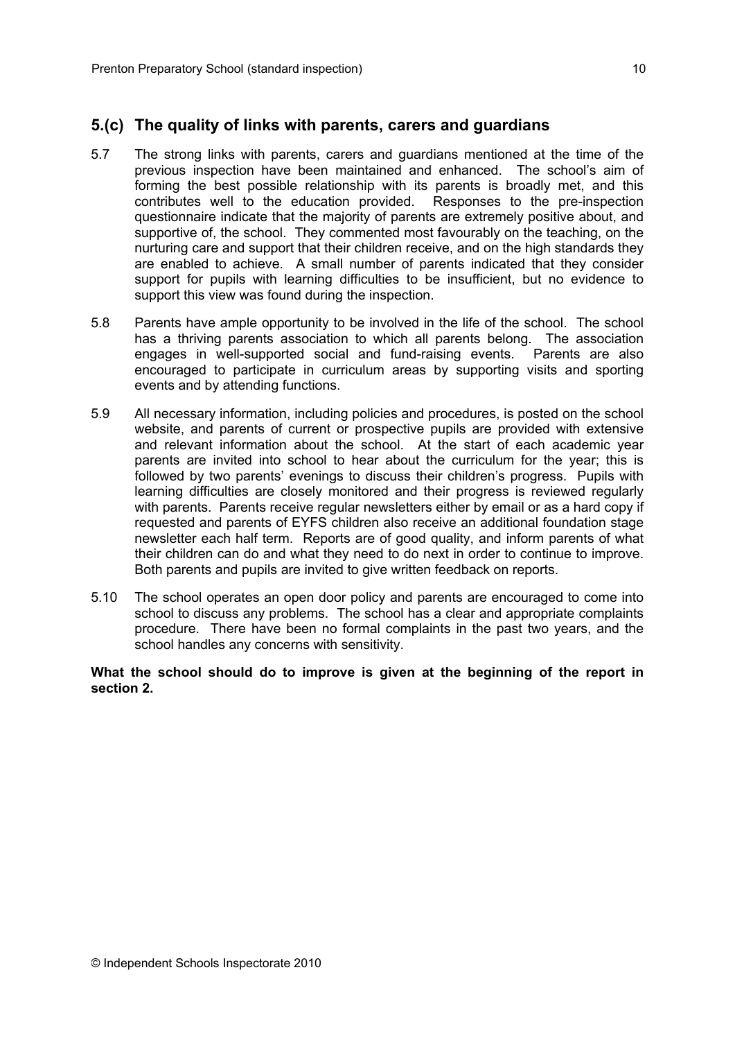## 5.(c) The quality of links with parents, carers and guardians

5.7 The strong links with parents, carers and guardians mentioned at the time of the previous inspection have been maintained and enhanced. The school's aim of forming the best possible relationship with its parents is broadly met, and this contributes well to the education provided. Responses to the pre-inspection questionnaire indicate that the majority of parents are extremely positive about, and supportive of, the school. They commented most favourably on the teaching, on the nurturing care and support that their children receive, and on the high standards they are enabled to achieve. A small number of parents indicated that they consider support for pupils with learning difficulties to be insufficient, but no evidence to support this view was found during the inspection.

5.8 Parents have ample opportunity to be involved in the life of the school. The school has a thriving parents association to which all parents belong. The association engages in well-supported social and fund-raising events. Parents are also encouraged to participate in curriculum areas by supporting visits and sporting events and by attending functions.

5.9 All necessary information, including policies and procedures, is posted on the school website, and parents of current or prospective pupils are provided with extensive and relevant information about the school. At the start of each academic year parents are invited into school to hear about the curriculum for the year; this is followed by two parents' evenings to discuss their children's progress. Pupils with learning difficulties are closely monitored and their progress is reviewed regularly with parents. Parents receive regular newsletters either by email or as a hard copy if requested and parents of EYFS children also receive an additional foundation stage newsletter each half term. Reports are of good quality, and inform parents of what their children can do and what they need to do next in order to continue to improve. Both parents and pupils are invited to give written feedback on reports.

5.10 The school operates an open door policy and parents are encouraged to come into school to discuss any problems. The school has a clear and appropriate complaints procedure. There have been no formal complaints in the past two years, and the school handles any concerns with sensitivity.

**What the school should do to improve is given at the beginning of the report in section 2.**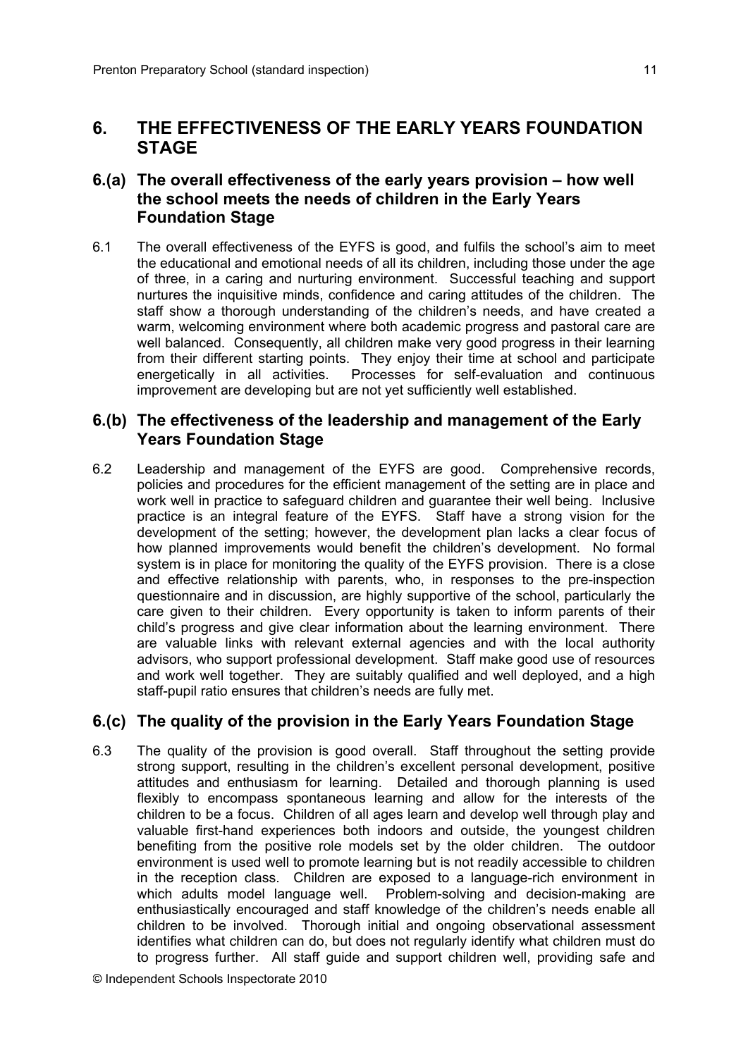## 6. THE EFFECTIVENESS OF THE EARLY YEARS FOUNDATION STAGE

### 6.(a) The overall effectiveness of the early years provision – how well the school meets the needs of children in the Early Years Foundation Stage

6.1 The overall effectiveness of the EYFS is good, and fulfils the school's aim to meet the educational and emotional needs of all its children, including those under the age of three, in a caring and nurturing environment. Successful teaching and support nurtures the inquisitive minds, confidence and caring attitudes of the children. The staff show a thorough understanding of the children's needs, and have created a warm, welcoming environment where both academic progress and pastoral care are well balanced. Consequently, all children make very good progress in their learning from their different starting points. They enjoy their time at school and participate energetically in all activities. Processes for self-evaluation and continuous improvement are developing but are not yet sufficiently well established.

### 6.(b) The effectiveness of the leadership and management of the Early Years Foundation Stage

6.2 Leadership and management of the EYFS are good. Comprehensive records, policies and procedures for the efficient management of the setting are in place and work well in practice to safeguard children and guarantee their well being. Inclusive practice is an integral feature of the EYFS. Staff have a strong vision for the development of the setting; however, the development plan lacks a clear focus of how planned improvements would benefit the children's development. No formal system is in place for monitoring the quality of the EYFS provision. There is a close and effective relationship with parents, who, in responses to the pre-inspection questionnaire and in discussion, are highly supportive of the school, particularly the care given to their children. Every opportunity is taken to inform parents of their child's progress and give clear information about the learning environment. There are valuable links with relevant external agencies and with the local authority advisors, who support professional development. Staff make good use of resources and work well together. They are suitably qualified and well deployed, and a high staff-pupil ratio ensures that children's needs are fully met.

### 6.(c) The quality of the provision in the Early Years Foundation Stage

6.3 The quality of the provision is good overall. Staff throughout the setting provide strong support, resulting in the children's excellent personal development, positive attitudes and enthusiasm for learning. Detailed and thorough planning is used flexibly to encompass spontaneous learning and allow for the interests of the children to be a focus. Children of all ages learn and develop well through play and valuable first-hand experiences both indoors and outside, the youngest children benefiting from the positive role models set by the older children. The outdoor environment is used well to promote learning but is not readily accessible to children in the reception class. Children are exposed to a language-rich environment in which adults model language well. Problem-solving and decision-making are enthusiastically encouraged and staff knowledge of the children's needs enable all children to be involved. Thorough initial and ongoing observational assessment identifies what children can do, but does not regularly identify what children must do to progress further. All staff guide and support children well, providing safe and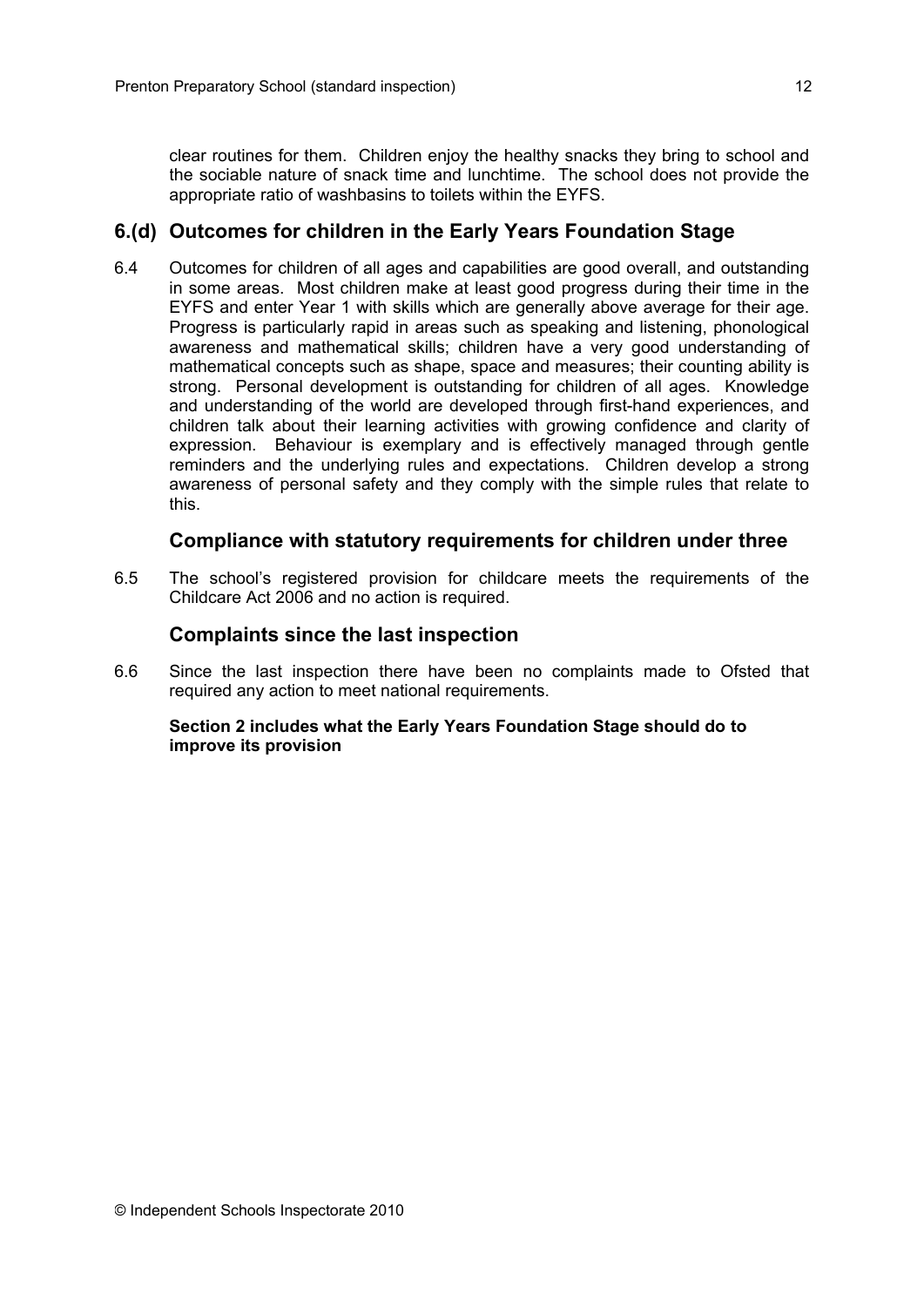clear routines for them. Children enjoy the healthy snacks they bring to school and the sociable nature of snack time and lunchtime. The school does not provide the appropriate ratio of washbasins to toilets within the EYFS.

## 6.(d) Outcomes for children in the Early Years Foundation Stage

6.4 Outcomes for children of all ages and capabilities are good overall, and outstanding in some areas. Most children make at least good progress during their time in the EYFS and enter Year 1 with skills which are generally above average for their age. Progress is particularly rapid in areas such as speaking and listening, phonological awareness and mathematical skills; children have a very good understanding of mathematical concepts such as shape, space and measures; their counting ability is strong. Personal development is outstanding for children of all ages. Knowledge and understanding of the world are developed through first-hand experiences, and children talk about their learning activities with growing confidence and clarity of expression. Behaviour is exemplary and is effectively managed through gentle reminders and the underlying rules and expectations. Children develop a strong awareness of personal safety and they comply with the simple rules that relate to this.

### Compliance with statutory requirements for children under three

6.5 The school's registered provision for childcare meets the requirements of the Childcare Act 2006 and no action is required.

### Complaints since the last inspection

6.6 Since the last inspection there have been no complaints made to Ofsted that required any action to meet national requirements.

**Section 2 includes what the Early Years Foundation Stage should do to improve its provision**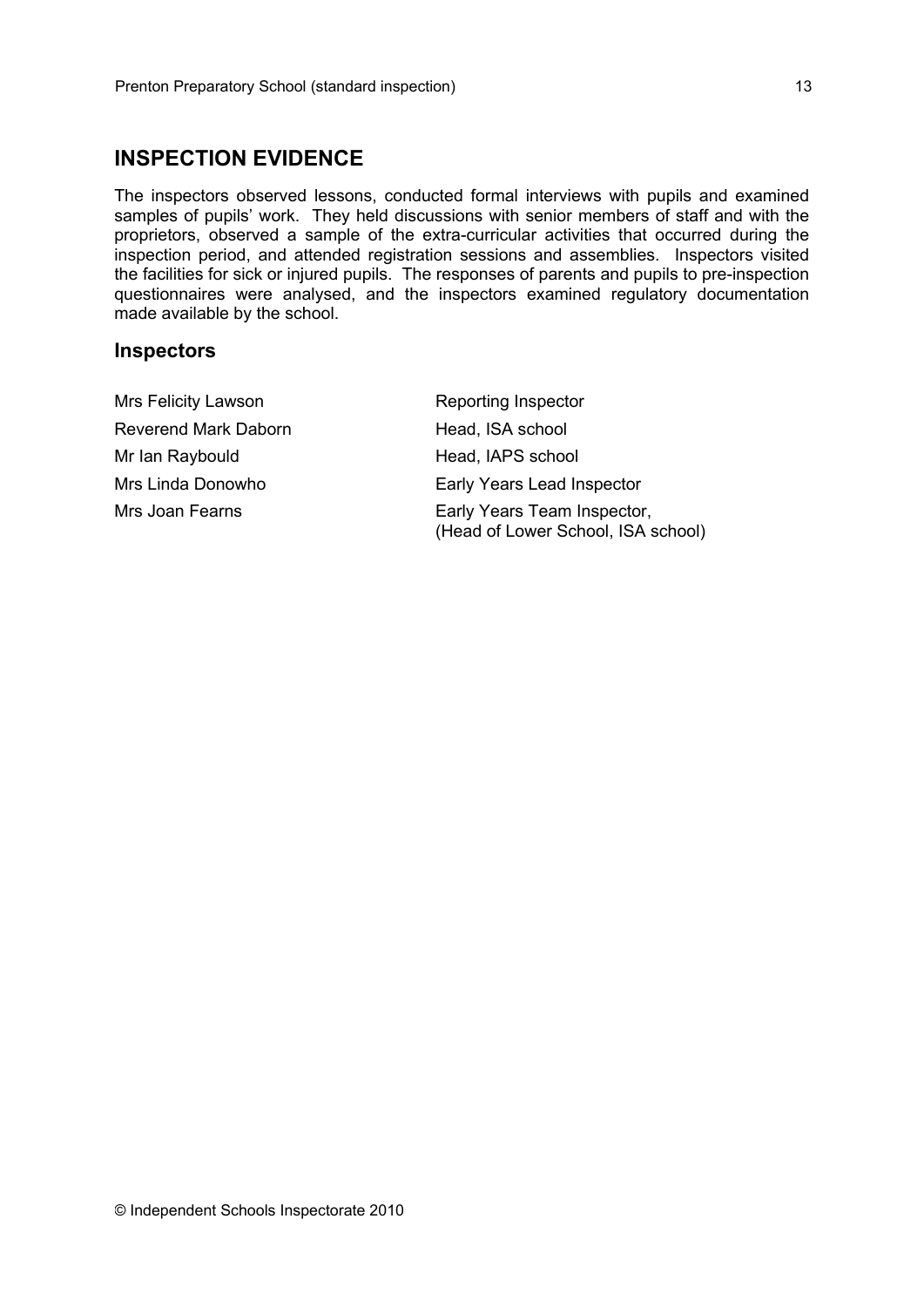## INSPECTION EVIDENCE

The inspectors observed lessons, conducted formal interviews with pupils and examined samples of pupils' work. They held discussions with senior members of staff and with the proprietors, observed a sample of the extra-curricular activities that occurred during the inspection period, and attended registration sessions and assemblies. Inspectors visited the facilities for sick or injured pupils. The responses of parents and pupils to pre-inspection questionnaires were analysed, and the inspectors examined regulatory documentation made available by the school.

### Inspectors

| | |
|---|---|
| Mrs Felicity Lawson | Reporting Inspector |
| Reverend Mark Daborn | Head, ISA school |
| Mr Ian Raybould | Head, IAPS school |
| Mrs Linda Donowho | Early Years Lead Inspector |
| Mrs Joan Fearns | Early Years Team Inspector, (Head of Lower School, ISA school) |

© Independent Schools Inspectorate 2010